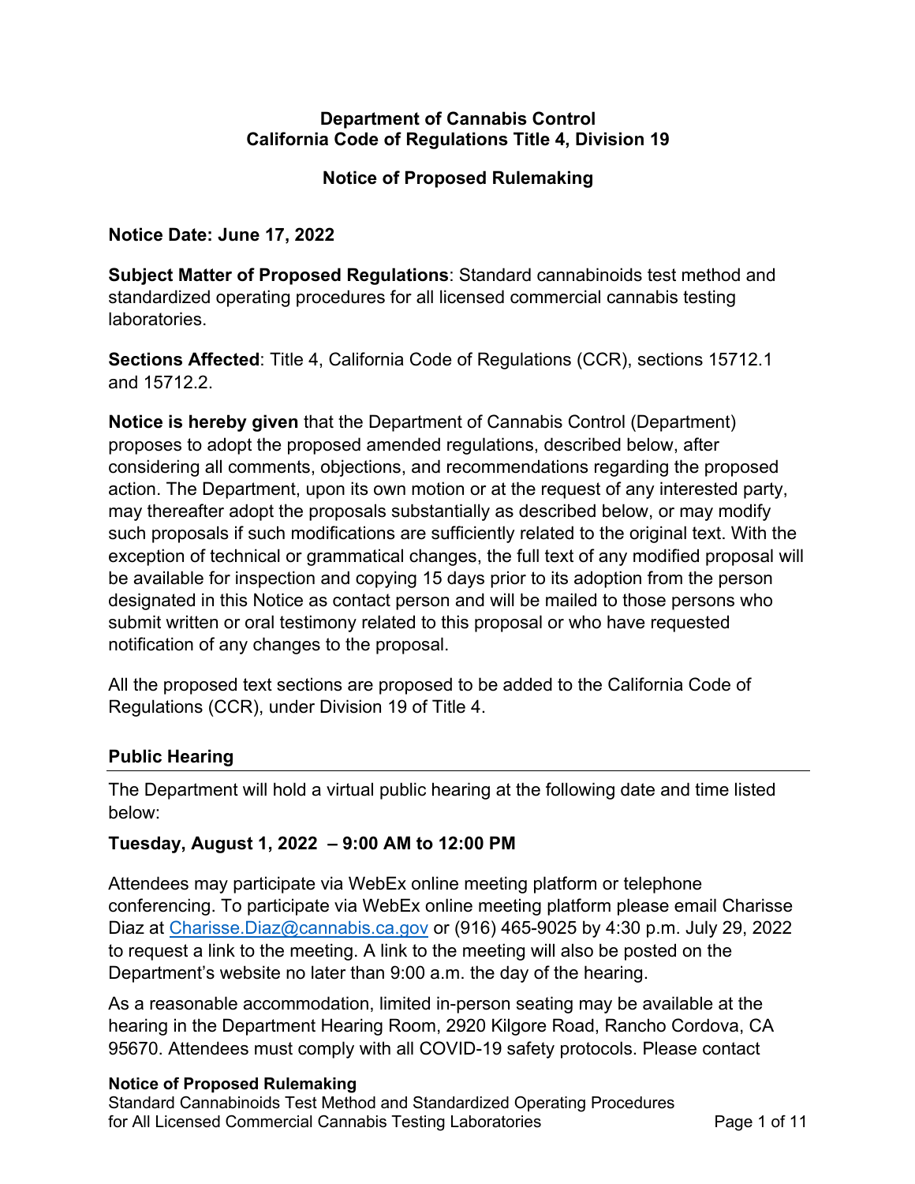**Department of Cannabis Control**
**California Code of Regulations Title 4, Division 19**

**Notice of Proposed Rulemaking**

**Notice Date: June 17, 2022**

**Subject Matter of Proposed Regulations**: Standard cannabinoids test method and standardized operating procedures for all licensed commercial cannabis testing laboratories.

**Sections Affected**: Title 4, California Code of Regulations (CCR), sections 15712.1 and 15712.2.

**Notice is hereby given** that the Department of Cannabis Control (Department) proposes to adopt the proposed amended regulations, described below, after considering all comments, objections, and recommendations regarding the proposed action. The Department, upon its own motion or at the request of any interested party, may thereafter adopt the proposals substantially as described below, or may modify such proposals if such modifications are sufficiently related to the original text. With the exception of technical or grammatical changes, the full text of any modified proposal will be available for inspection and copying 15 days prior to its adoption from the person designated in this Notice as contact person and will be mailed to those persons who submit written or oral testimony related to this proposal or who have requested notification of any changes to the proposal.

All the proposed text sections are proposed to be added to the California Code of Regulations (CCR), under Division 19 of Title 4.

## Public Hearing

The Department will hold a virtual public hearing at the following date and time listed below:

**Tuesday, August 1, 2022 – 9:00 AM to 12:00 PM**

Attendees may participate via WebEx online meeting platform or telephone conferencing. To participate via WebEx online meeting platform please email Charisse Diaz at Charisse.Diaz@cannabis.ca.gov or (916) 465-9025 by 4:30 p.m. July 29, 2022 to request a link to the meeting. A link to the meeting will also be posted on the Department's website no later than 9:00 a.m. the day of the hearing.

As a reasonable accommodation, limited in-person seating may be available at the hearing in the Department Hearing Room, 2920 Kilgore Road, Rancho Cordova, CA 95670. Attendees must comply with all COVID-19 safety protocols. Please contact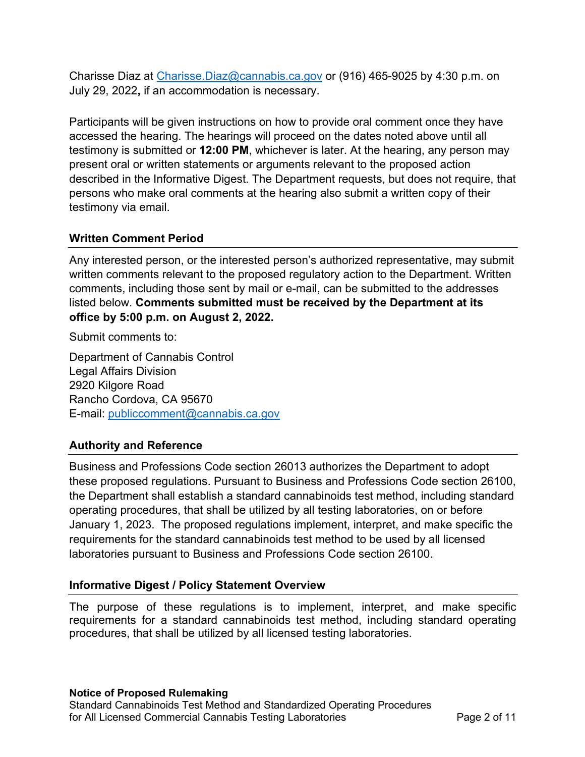Charisse Diaz at Charisse.Diaz@cannabis.ca.gov or (916) 465-9025 by 4:30 p.m. on July 29, 2022**,** if an accommodation is necessary.

Participants will be given instructions on how to provide oral comment once they have accessed the hearing. The hearings will proceed on the dates noted above until all testimony is submitted or **12:00 PM**, whichever is later. At the hearing, any person may present oral or written statements or arguments relevant to the proposed action described in the Informative Digest. The Department requests, but does not require, that persons who make oral comments at the hearing also submit a written copy of their testimony via email.

## Written Comment Period

Any interested person, or the interested person's authorized representative, may submit written comments relevant to the proposed regulatory action to the Department. Written comments, including those sent by mail or e-mail, can be submitted to the addresses listed below. **Comments submitted must be received by the Department at its office by 5:00 p.m. on August 2, 2022.**

Submit comments to:

Department of Cannabis Control
Legal Affairs Division
2920 Kilgore Road
Rancho Cordova, CA 95670
E-mail: publiccomment@cannabis.ca.gov

## Authority and Reference

Business and Professions Code section 26013 authorizes the Department to adopt these proposed regulations. Pursuant to Business and Professions Code section 26100, the Department shall establish a standard cannabinoids test method, including standard operating procedures, that shall be utilized by all testing laboratories, on or before January 1, 2023. The proposed regulations implement, interpret, and make specific the requirements for the standard cannabinoids test method to be used by all licensed laboratories pursuant to Business and Professions Code section 26100.

## Informative Digest / Policy Statement Overview

The purpose of these regulations is to implement, interpret, and make specific requirements for a standard cannabinoids test method, including standard operating procedures, that shall be utilized by all licensed testing laboratories.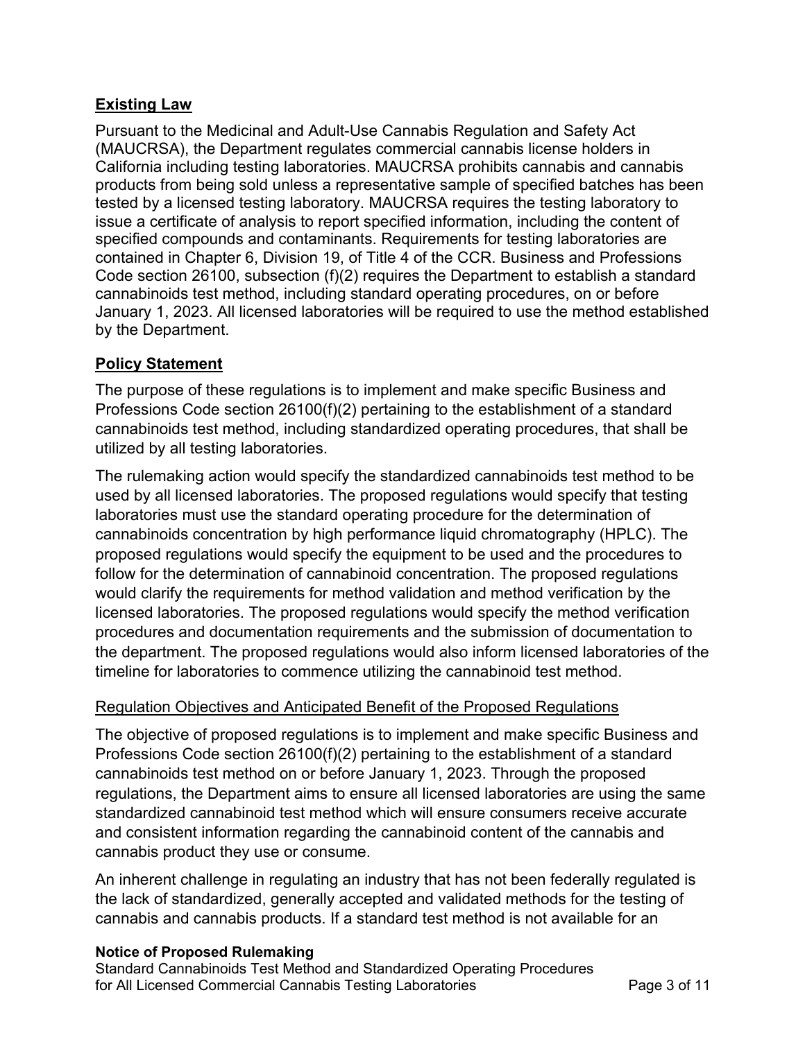## **Existing Law**

Pursuant to the Medicinal and Adult-Use Cannabis Regulation and Safety Act (MAUCRSA), the Department regulates commercial cannabis license holders in California including testing laboratories. MAUCRSA prohibits cannabis and cannabis products from being sold unless a representative sample of specified batches has been tested by a licensed testing laboratory. MAUCRSA requires the testing laboratory to issue a certificate of analysis to report specified information, including the content of specified compounds and contaminants. Requirements for testing laboratories are contained in Chapter 6, Division 19, of Title 4 of the CCR. Business and Professions Code section 26100, subsection (f)(2) requires the Department to establish a standard cannabinoids test method, including standard operating procedures, on or before January 1, 2023. All licensed laboratories will be required to use the method established by the Department.

## **Policy Statement**

The purpose of these regulations is to implement and make specific Business and Professions Code section 26100(f)(2) pertaining to the establishment of a standard cannabinoids test method, including standardized operating procedures, that shall be utilized by all testing laboratories.

The rulemaking action would specify the standardized cannabinoids test method to be used by all licensed laboratories. The proposed regulations would specify that testing laboratories must use the standard operating procedure for the determination of cannabinoids concentration by high performance liquid chromatography (HPLC). The proposed regulations would specify the equipment to be used and the procedures to follow for the determination of cannabinoid concentration. The proposed regulations would clarify the requirements for method validation and method verification by the licensed laboratories. The proposed regulations would specify the method verification procedures and documentation requirements and the submission of documentation to the department. The proposed regulations would also inform licensed laboratories of the timeline for laboratories to commence utilizing the cannabinoid test method.

### Regulation Objectives and Anticipated Benefit of the Proposed Regulations

The objective of proposed regulations is to implement and make specific Business and Professions Code section 26100(f)(2) pertaining to the establishment of a standard cannabinoids test method on or before January 1, 2023. Through the proposed regulations, the Department aims to ensure all licensed laboratories are using the same standardized cannabinoid test method which will ensure consumers receive accurate and consistent information regarding the cannabinoid content of the cannabis and cannabis product they use or consume.

An inherent challenge in regulating an industry that has not been federally regulated is the lack of standardized, generally accepted and validated methods for the testing of cannabis and cannabis products. If a standard test method is not available for an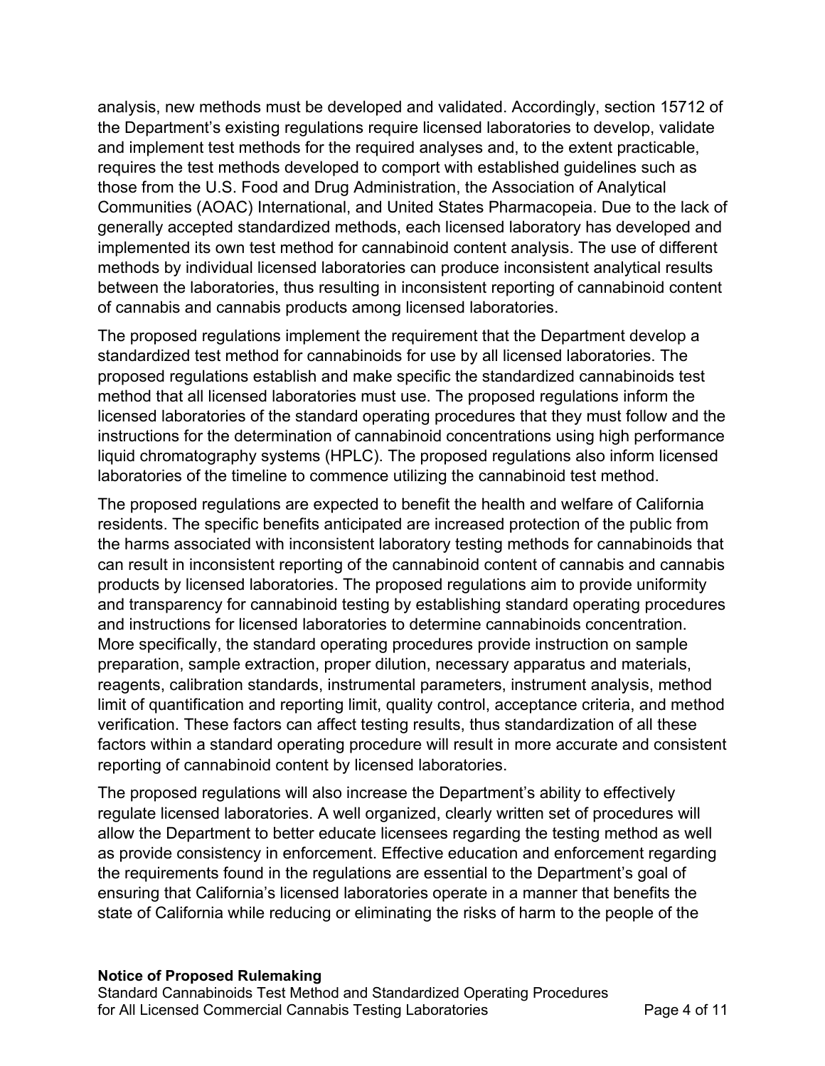analysis, new methods must be developed and validated. Accordingly, section 15712 of the Department's existing regulations require licensed laboratories to develop, validate and implement test methods for the required analyses and, to the extent practicable, requires the test methods developed to comport with established guidelines such as those from the U.S. Food and Drug Administration, the Association of Analytical Communities (AOAC) International, and United States Pharmacopeia. Due to the lack of generally accepted standardized methods, each licensed laboratory has developed and implemented its own test method for cannabinoid content analysis. The use of different methods by individual licensed laboratories can produce inconsistent analytical results between the laboratories, thus resulting in inconsistent reporting of cannabinoid content of cannabis and cannabis products among licensed laboratories.

The proposed regulations implement the requirement that the Department develop a standardized test method for cannabinoids for use by all licensed laboratories. The proposed regulations establish and make specific the standardized cannabinoids test method that all licensed laboratories must use. The proposed regulations inform the licensed laboratories of the standard operating procedures that they must follow and the instructions for the determination of cannabinoid concentrations using high performance liquid chromatography systems (HPLC). The proposed regulations also inform licensed laboratories of the timeline to commence utilizing the cannabinoid test method.

The proposed regulations are expected to benefit the health and welfare of California residents. The specific benefits anticipated are increased protection of the public from the harms associated with inconsistent laboratory testing methods for cannabinoids that can result in inconsistent reporting of the cannabinoid content of cannabis and cannabis products by licensed laboratories. The proposed regulations aim to provide uniformity and transparency for cannabinoid testing by establishing standard operating procedures and instructions for licensed laboratories to determine cannabinoids concentration. More specifically, the standard operating procedures provide instruction on sample preparation, sample extraction, proper dilution, necessary apparatus and materials, reagents, calibration standards, instrumental parameters, instrument analysis, method limit of quantification and reporting limit, quality control, acceptance criteria, and method verification. These factors can affect testing results, thus standardization of all these factors within a standard operating procedure will result in more accurate and consistent reporting of cannabinoid content by licensed laboratories.

The proposed regulations will also increase the Department's ability to effectively regulate licensed laboratories. A well organized, clearly written set of procedures will allow the Department to better educate licensees regarding the testing method as well as provide consistency in enforcement. Effective education and enforcement regarding the requirements found in the regulations are essential to the Department's goal of ensuring that California's licensed laboratories operate in a manner that benefits the state of California while reducing or eliminating the risks of harm to the people of the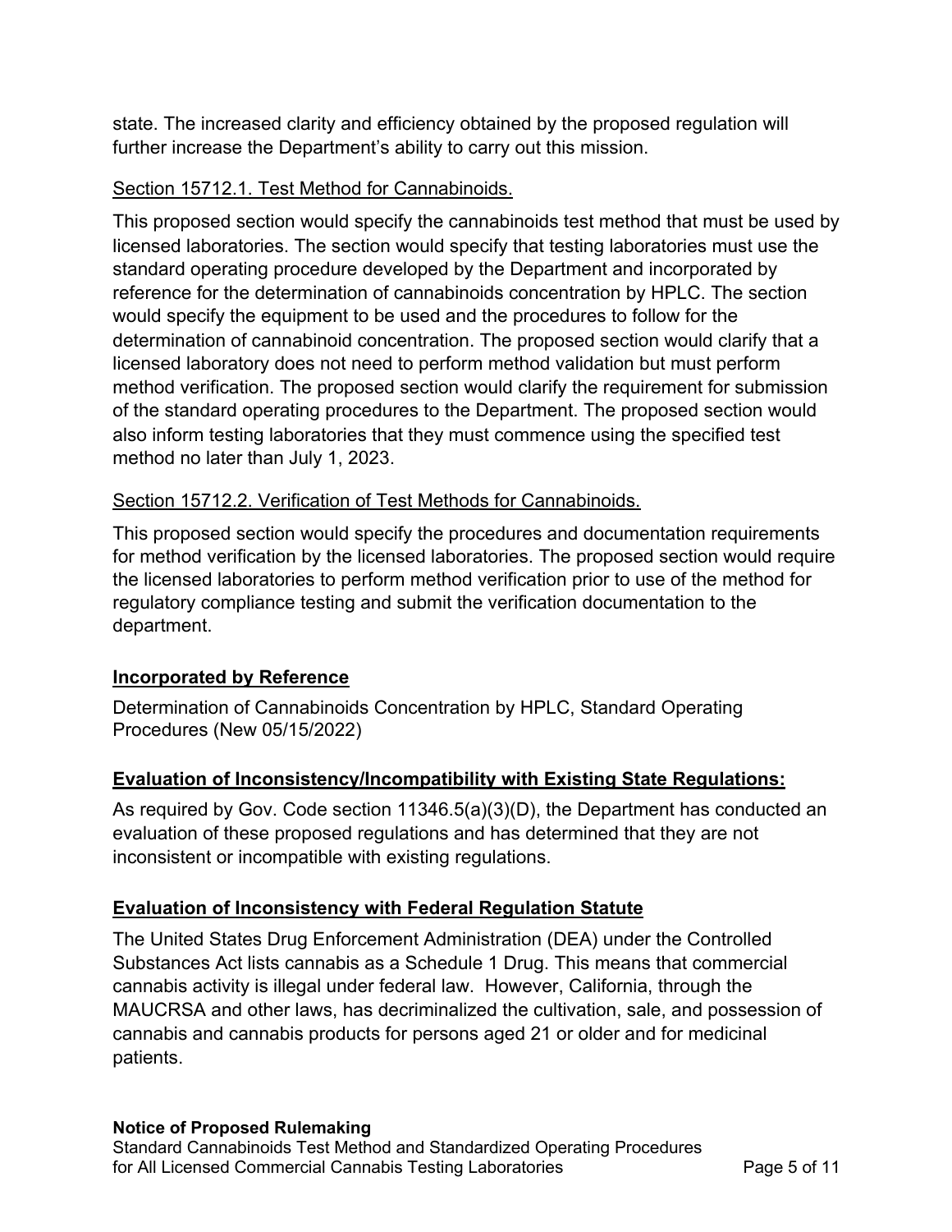state. The increased clarity and efficiency obtained by the proposed regulation will further increase the Department's ability to carry out this mission.

Section 15712.1. Test Method for Cannabinoids.

This proposed section would specify the cannabinoids test method that must be used by licensed laboratories. The section would specify that testing laboratories must use the standard operating procedure developed by the Department and incorporated by reference for the determination of cannabinoids concentration by HPLC. The section would specify the equipment to be used and the procedures to follow for the determination of cannabinoid concentration. The proposed section would clarify that a licensed laboratory does not need to perform method validation but must perform method verification. The proposed section would clarify the requirement for submission of the standard operating procedures to the Department. The proposed section would also inform testing laboratories that they must commence using the specified test method no later than July 1, 2023.

Section 15712.2. Verification of Test Methods for Cannabinoids.

This proposed section would specify the procedures and documentation requirements for method verification by the licensed laboratories. The proposed section would require the licensed laboratories to perform method verification prior to use of the method for regulatory compliance testing and submit the verification documentation to the department.

## Incorporated by Reference

Determination of Cannabinoids Concentration by HPLC, Standard Operating Procedures (New 05/15/2022)

## Evaluation of Inconsistency/Incompatibility with Existing State Regulations:

As required by Gov. Code section 11346.5(a)(3)(D), the Department has conducted an evaluation of these proposed regulations and has determined that they are not inconsistent or incompatible with existing regulations.

## Evaluation of Inconsistency with Federal Regulation Statute

The United States Drug Enforcement Administration (DEA) under the Controlled Substances Act lists cannabis as a Schedule 1 Drug. This means that commercial cannabis activity is illegal under federal law. However, California, through the MAUCRSA and other laws, has decriminalized the cultivation, sale, and possession of cannabis and cannabis products for persons aged 21 or older and for medicinal patients.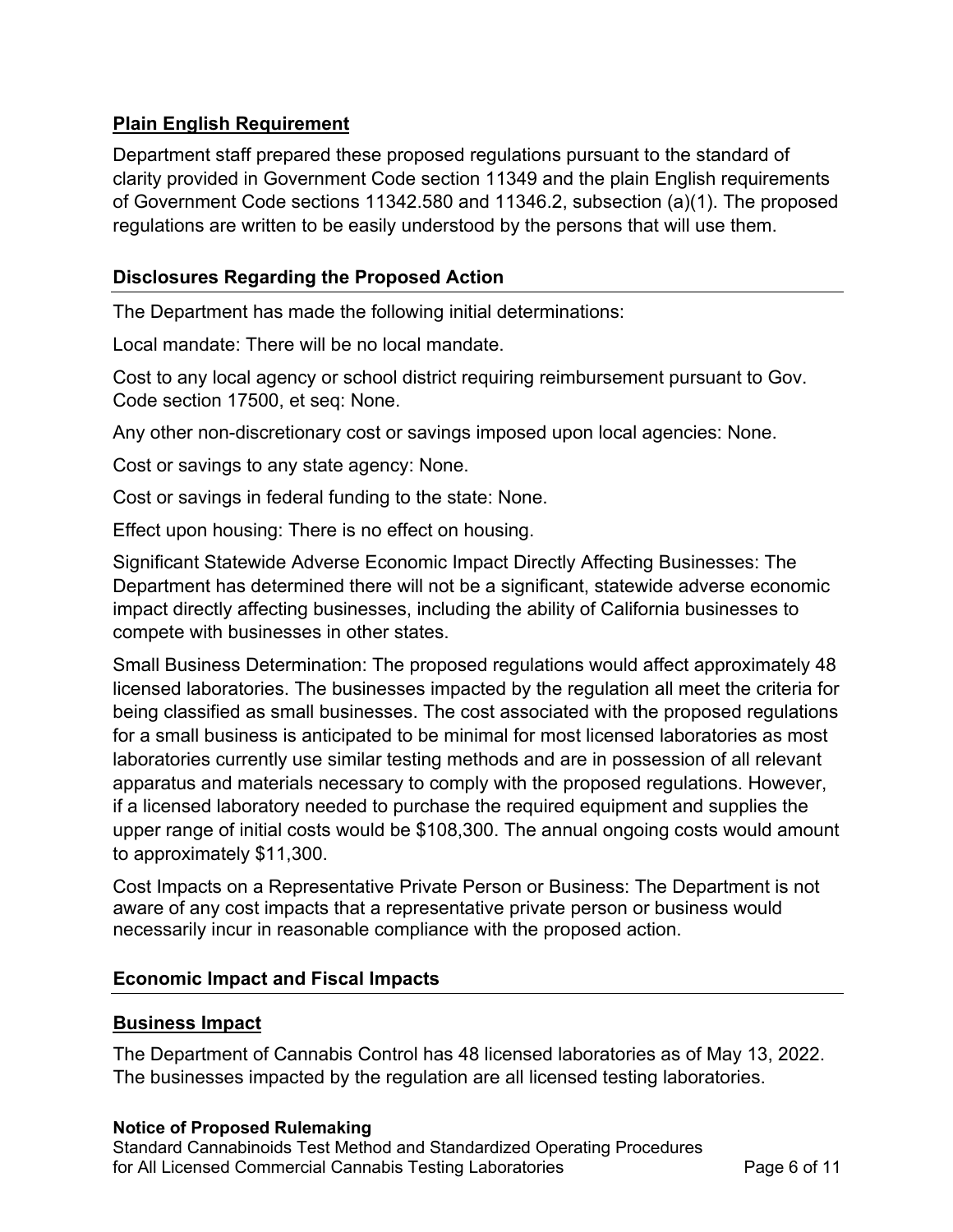## Plain English Requirement

Department staff prepared these proposed regulations pursuant to the standard of clarity provided in Government Code section 11349 and the plain English requirements of Government Code sections 11342.580 and 11346.2, subsection (a)(1). The proposed regulations are written to be easily understood by the persons that will use them.

## Disclosures Regarding the Proposed Action

The Department has made the following initial determinations:

Local mandate: There will be no local mandate.

Cost to any local agency or school district requiring reimbursement pursuant to Gov. Code section 17500, et seq: None.

Any other non-discretionary cost or savings imposed upon local agencies: None.

Cost or savings to any state agency: None.

Cost or savings in federal funding to the state: None.

Effect upon housing: There is no effect on housing.

Significant Statewide Adverse Economic Impact Directly Affecting Businesses: The Department has determined there will not be a significant, statewide adverse economic impact directly affecting businesses, including the ability of California businesses to compete with businesses in other states.

Small Business Determination: The proposed regulations would affect approximately 48 licensed laboratories. The businesses impacted by the regulation all meet the criteria for being classified as small businesses. The cost associated with the proposed regulations for a small business is anticipated to be minimal for most licensed laboratories as most laboratories currently use similar testing methods and are in possession of all relevant apparatus and materials necessary to comply with the proposed regulations. However, if a licensed laboratory needed to purchase the required equipment and supplies the upper range of initial costs would be $108,300. The annual ongoing costs would amount to approximately $11,300.

Cost Impacts on a Representative Private Person or Business: The Department is not aware of any cost impacts that a representative private person or business would necessarily incur in reasonable compliance with the proposed action.

## Economic Impact and Fiscal Impacts

### Business Impact

The Department of Cannabis Control has 48 licensed laboratories as of May 13, 2022. The businesses impacted by the regulation are all licensed testing laboratories.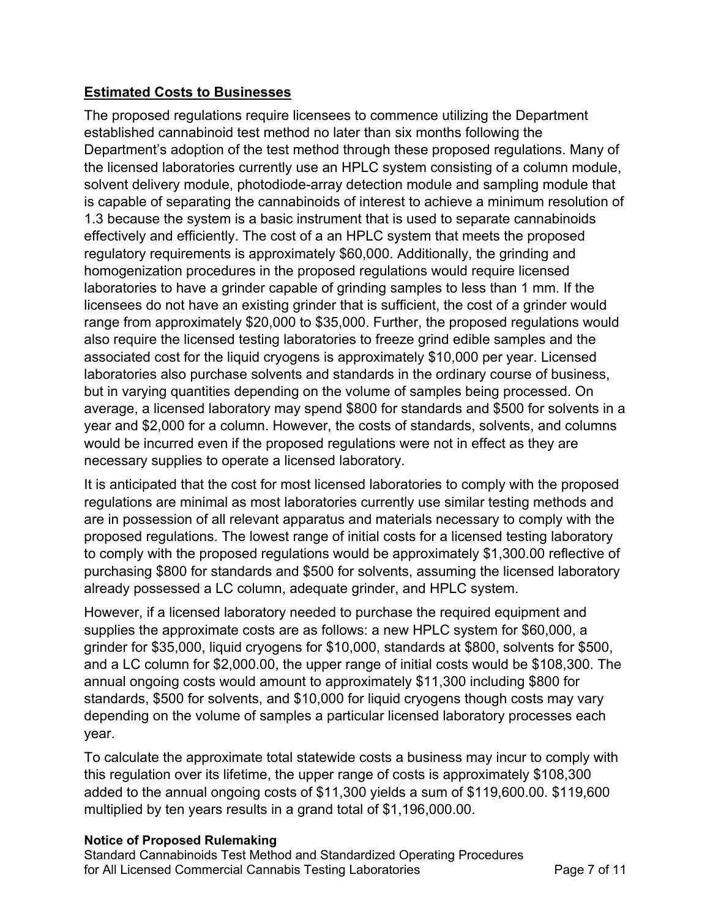## Estimated Costs to Businesses

The proposed regulations require licensees to commence utilizing the Department established cannabinoid test method no later than six months following the Department's adoption of the test method through these proposed regulations. Many of the licensed laboratories currently use an HPLC system consisting of a column module, solvent delivery module, photodiode-array detection module and sampling module that is capable of separating the cannabinoids of interest to achieve a minimum resolution of 1.3 because the system is a basic instrument that is used to separate cannabinoids effectively and efficiently. The cost of a an HPLC system that meets the proposed regulatory requirements is approximately $60,000. Additionally, the grinding and homogenization procedures in the proposed regulations would require licensed laboratories to have a grinder capable of grinding samples to less than 1 mm. If the licensees do not have an existing grinder that is sufficient, the cost of a grinder would range from approximately $20,000 to $35,000. Further, the proposed regulations would also require the licensed testing laboratories to freeze grind edible samples and the associated cost for the liquid cryogens is approximately $10,000 per year. Licensed laboratories also purchase solvents and standards in the ordinary course of business, but in varying quantities depending on the volume of samples being processed. On average, a licensed laboratory may spend $800 for standards and $500 for solvents in a year and $2,000 for a column. However, the costs of standards, solvents, and columns would be incurred even if the proposed regulations were not in effect as they are necessary supplies to operate a licensed laboratory.

It is anticipated that the cost for most licensed laboratories to comply with the proposed regulations are minimal as most laboratories currently use similar testing methods and are in possession of all relevant apparatus and materials necessary to comply with the proposed regulations. The lowest range of initial costs for a licensed testing laboratory to comply with the proposed regulations would be approximately $1,300.00 reflective of purchasing $800 for standards and $500 for solvents, assuming the licensed laboratory already possessed a LC column, adequate grinder, and HPLC system.

However, if a licensed laboratory needed to purchase the required equipment and supplies the approximate costs are as follows: a new HPLC system for $60,000, a grinder for $35,000, liquid cryogens for $10,000, standards at $800, solvents for $500, and a LC column for $2,000.00, the upper range of initial costs would be $108,300. The annual ongoing costs would amount to approximately $11,300 including $800 for standards, $500 for solvents, and $10,000 for liquid cryogens though costs may vary depending on the volume of samples a particular licensed laboratory processes each year.

To calculate the approximate total statewide costs a business may incur to comply with this regulation over its lifetime, the upper range of costs is approximately $108,300 added to the annual ongoing costs of $11,300 yields a sum of $119,600.00. $119,600 multiplied by ten years results in a grand total of $1,196,000.00.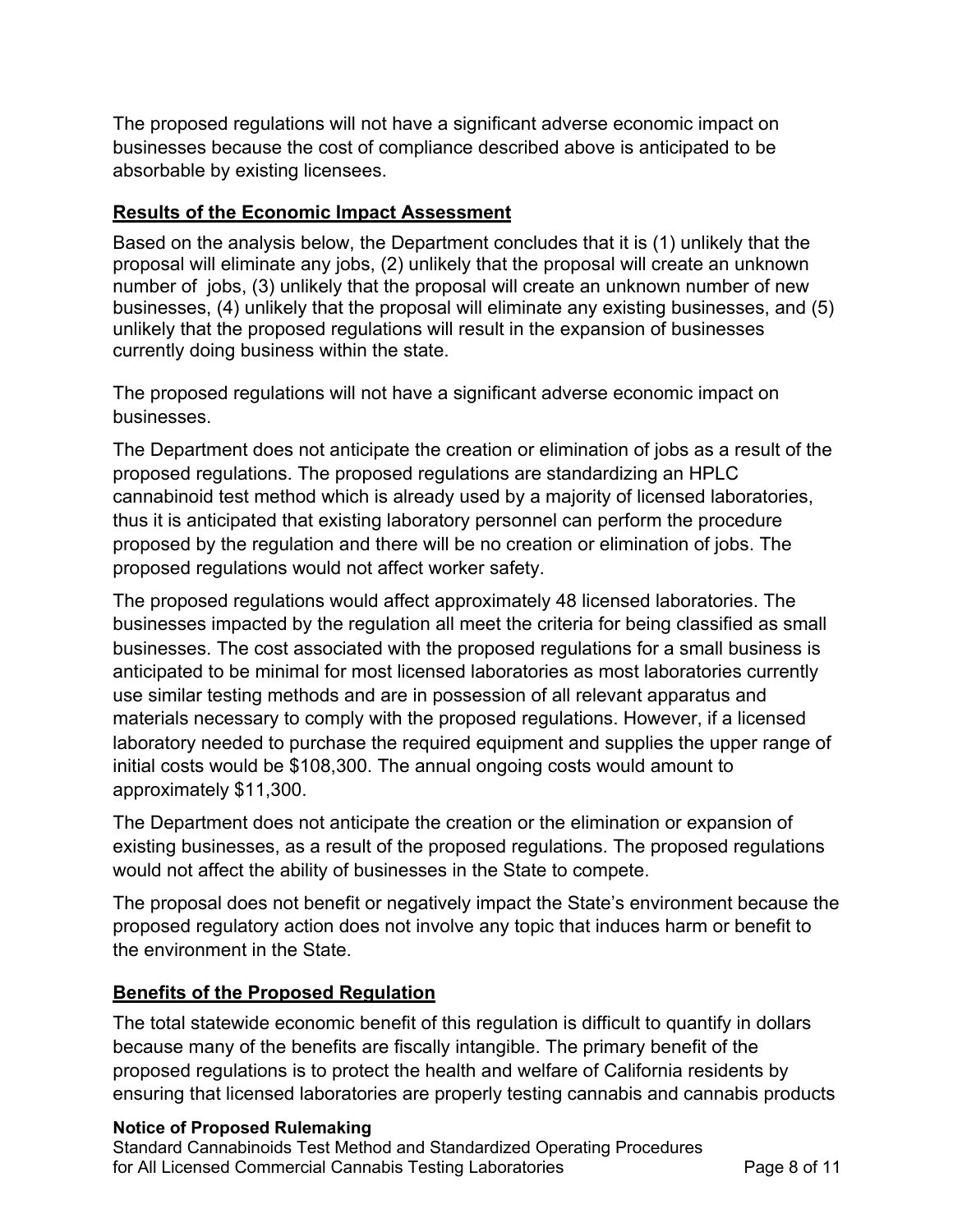The proposed regulations will not have a significant adverse economic impact on businesses because the cost of compliance described above is anticipated to be absorbable by existing licensees.

## Results of the Economic Impact Assessment

Based on the analysis below, the Department concludes that it is (1) unlikely that the proposal will eliminate any jobs, (2) unlikely that the proposal will create an unknown number of jobs, (3) unlikely that the proposal will create an unknown number of new businesses, (4) unlikely that the proposal will eliminate any existing businesses, and (5) unlikely that the proposed regulations will result in the expansion of businesses currently doing business within the state.

The proposed regulations will not have a significant adverse economic impact on businesses.

The Department does not anticipate the creation or elimination of jobs as a result of the proposed regulations. The proposed regulations are standardizing an HPLC cannabinoid test method which is already used by a majority of licensed laboratories, thus it is anticipated that existing laboratory personnel can perform the procedure proposed by the regulation and there will be no creation or elimination of jobs. The proposed regulations would not affect worker safety.

The proposed regulations would affect approximately 48 licensed laboratories. The businesses impacted by the regulation all meet the criteria for being classified as small businesses. The cost associated with the proposed regulations for a small business is anticipated to be minimal for most licensed laboratories as most laboratories currently use similar testing methods and are in possession of all relevant apparatus and materials necessary to comply with the proposed regulations. However, if a licensed laboratory needed to purchase the required equipment and supplies the upper range of initial costs would be $108,300. The annual ongoing costs would amount to approximately $11,300.

The Department does not anticipate the creation or the elimination or expansion of existing businesses, as a result of the proposed regulations. The proposed regulations would not affect the ability of businesses in the State to compete.

The proposal does not benefit or negatively impact the State's environment because the proposed regulatory action does not involve any topic that induces harm or benefit to the environment in the State.

## Benefits of the Proposed Regulation

The total statewide economic benefit of this regulation is difficult to quantify in dollars because many of the benefits are fiscally intangible. The primary benefit of the proposed regulations is to protect the health and welfare of California residents by ensuring that licensed laboratories are properly testing cannabis and cannabis products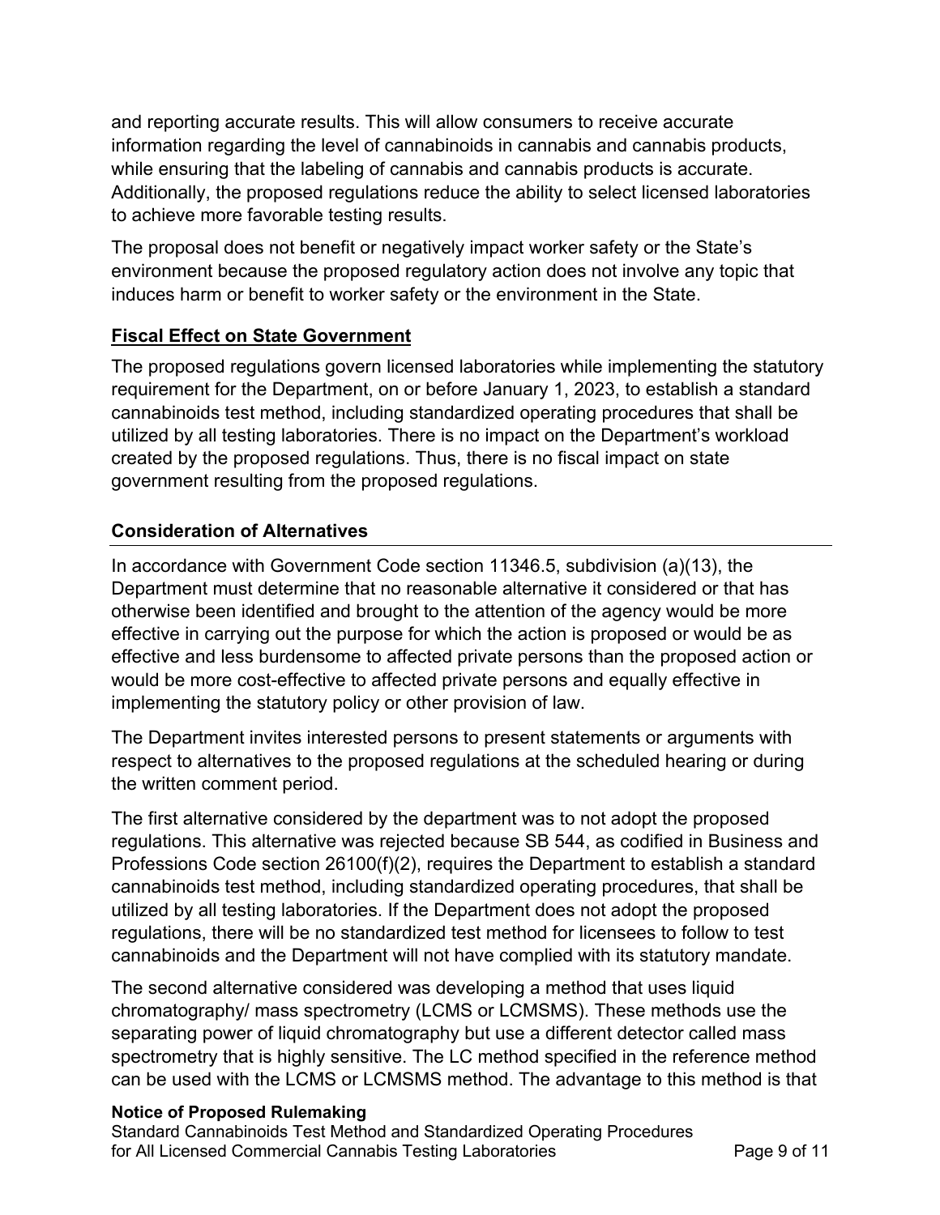and reporting accurate results. This will allow consumers to receive accurate information regarding the level of cannabinoids in cannabis and cannabis products, while ensuring that the labeling of cannabis and cannabis products is accurate. Additionally, the proposed regulations reduce the ability to select licensed laboratories to achieve more favorable testing results.

The proposal does not benefit or negatively impact worker safety or the State's environment because the proposed regulatory action does not involve any topic that induces harm or benefit to worker safety or the environment in the State.

## **Fiscal Effect on State Government**

The proposed regulations govern licensed laboratories while implementing the statutory requirement for the Department, on or before January 1, 2023, to establish a standard cannabinoids test method, including standardized operating procedures that shall be utilized by all testing laboratories. There is no impact on the Department's workload created by the proposed regulations. Thus, there is no fiscal impact on state government resulting from the proposed regulations.

## **Consideration of Alternatives**

In accordance with Government Code section 11346.5, subdivision (a)(13), the Department must determine that no reasonable alternative it considered or that has otherwise been identified and brought to the attention of the agency would be more effective in carrying out the purpose for which the action is proposed or would be as effective and less burdensome to affected private persons than the proposed action or would be more cost-effective to affected private persons and equally effective in implementing the statutory policy or other provision of law.

The Department invites interested persons to present statements or arguments with respect to alternatives to the proposed regulations at the scheduled hearing or during the written comment period.

The first alternative considered by the department was to not adopt the proposed regulations. This alternative was rejected because SB 544, as codified in Business and Professions Code section 26100(f)(2), requires the Department to establish a standard cannabinoids test method, including standardized operating procedures, that shall be utilized by all testing laboratories. If the Department does not adopt the proposed regulations, there will be no standardized test method for licensees to follow to test cannabinoids and the Department will not have complied with its statutory mandate.

The second alternative considered was developing a method that uses liquid chromatography/ mass spectrometry (LCMS or LCMSMS). These methods use the separating power of liquid chromatography but use a different detector called mass spectrometry that is highly sensitive. The LC method specified in the reference method can be used with the LCMS or LCMSMS method. The advantage to this method is that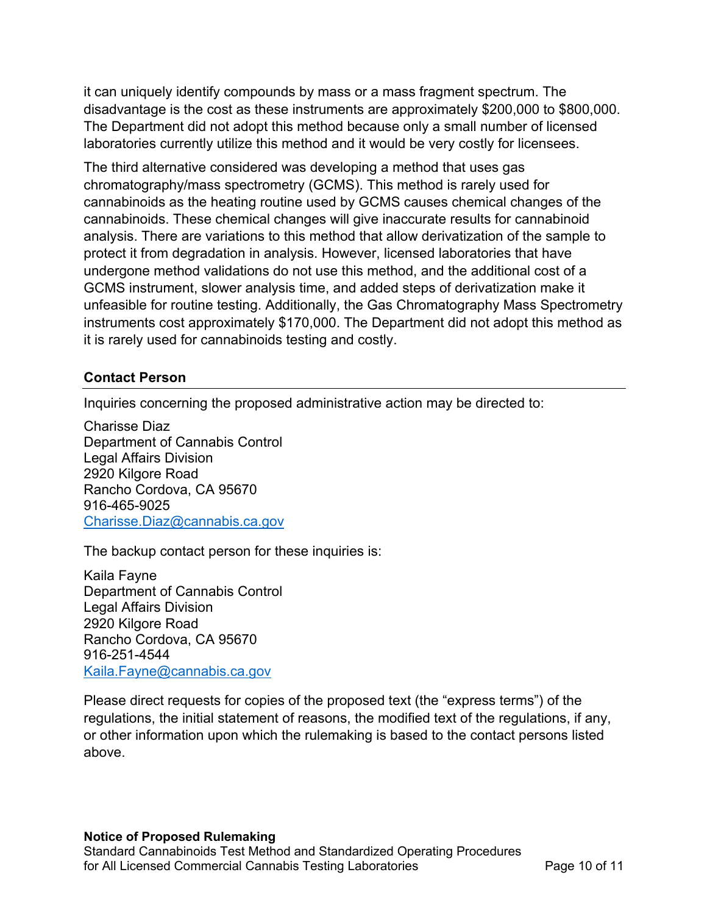it can uniquely identify compounds by mass or a mass fragment spectrum. The disadvantage is the cost as these instruments are approximately $200,000 to $800,000. The Department did not adopt this method because only a small number of licensed laboratories currently utilize this method and it would be very costly for licensees.

The third alternative considered was developing a method that uses gas chromatography/mass spectrometry (GCMS). This method is rarely used for cannabinoids as the heating routine used by GCMS causes chemical changes of the cannabinoids. These chemical changes will give inaccurate results for cannabinoid analysis. There are variations to this method that allow derivatization of the sample to protect it from degradation in analysis. However, licensed laboratories that have undergone method validations do not use this method, and the additional cost of a GCMS instrument, slower analysis time, and added steps of derivatization make it unfeasible for routine testing. Additionally, the Gas Chromatography Mass Spectrometry instruments cost approximately $170,000. The Department did not adopt this method as it is rarely used for cannabinoids testing and costly.

## Contact Person

Inquiries concerning the proposed administrative action may be directed to:

Charisse Diaz
Department of Cannabis Control
Legal Affairs Division
2920 Kilgore Road
Rancho Cordova, CA 95670
916-465-9025
Charisse.Diaz@cannabis.ca.gov

The backup contact person for these inquiries is:

Kaila Fayne
Department of Cannabis Control
Legal Affairs Division
2920 Kilgore Road
Rancho Cordova, CA 95670
916-251-4544
Kaila.Fayne@cannabis.ca.gov

Please direct requests for copies of the proposed text (the "express terms") of the regulations, the initial statement of reasons, the modified text of the regulations, if any, or other information upon which the rulemaking is based to the contact persons listed above.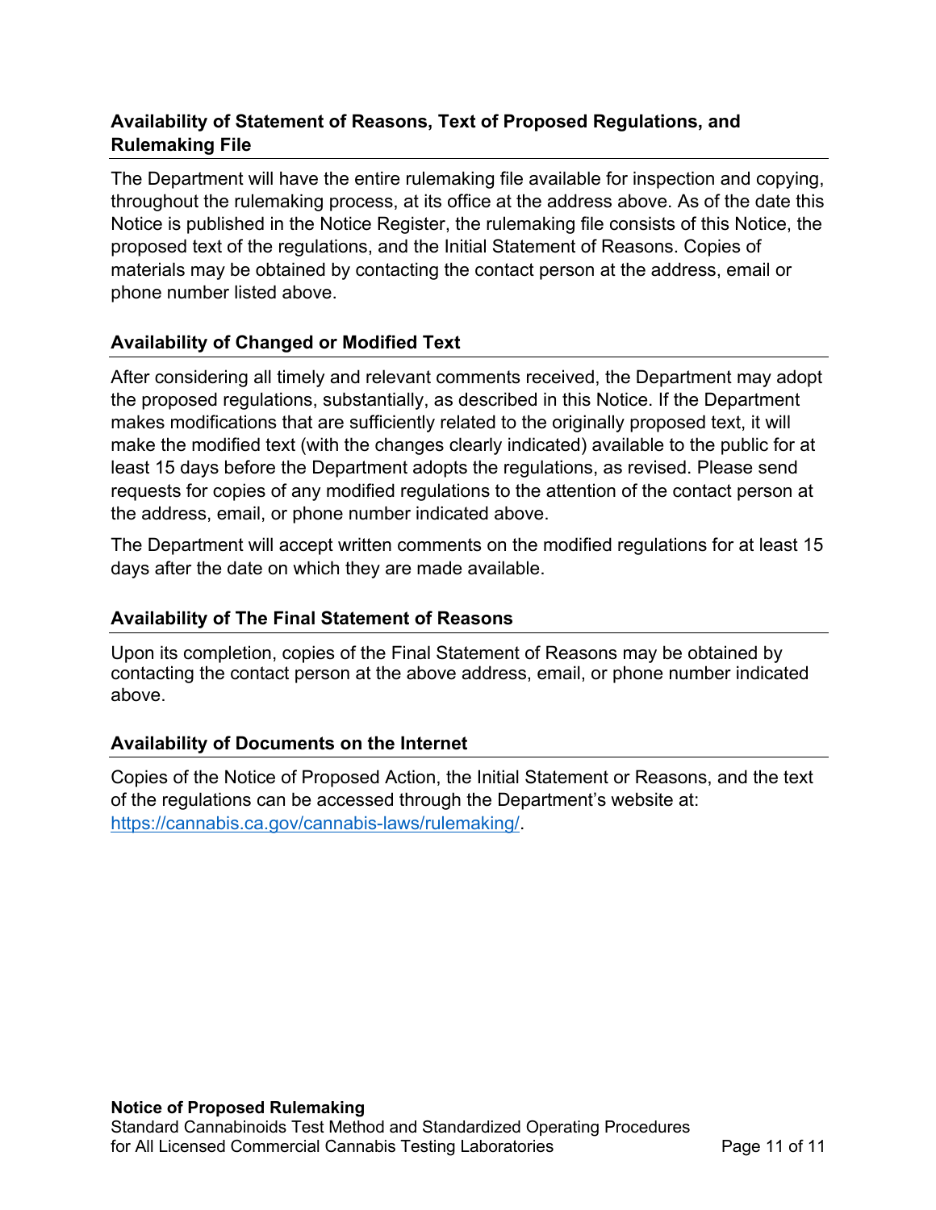### Availability of Statement of Reasons, Text of Proposed Regulations, and Rulemaking File

The Department will have the entire rulemaking file available for inspection and copying, throughout the rulemaking process, at its office at the address above. As of the date this Notice is published in the Notice Register, the rulemaking file consists of this Notice, the proposed text of the regulations, and the Initial Statement of Reasons. Copies of materials may be obtained by contacting the contact person at the address, email or phone number listed above.

### Availability of Changed or Modified Text

After considering all timely and relevant comments received, the Department may adopt the proposed regulations, substantially, as described in this Notice. If the Department makes modifications that are sufficiently related to the originally proposed text, it will make the modified text (with the changes clearly indicated) available to the public for at least 15 days before the Department adopts the regulations, as revised. Please send requests for copies of any modified regulations to the attention of the contact person at the address, email, or phone number indicated above.

The Department will accept written comments on the modified regulations for at least 15 days after the date on which they are made available.

### Availability of The Final Statement of Reasons

Upon its completion, copies of the Final Statement of Reasons may be obtained by contacting the contact person at the above address, email, or phone number indicated above.

### Availability of Documents on the Internet

Copies of the Notice of Proposed Action, the Initial Statement or Reasons, and the text of the regulations can be accessed through the Department's website at: https://cannabis.ca.gov/cannabis-laws/rulemaking/.